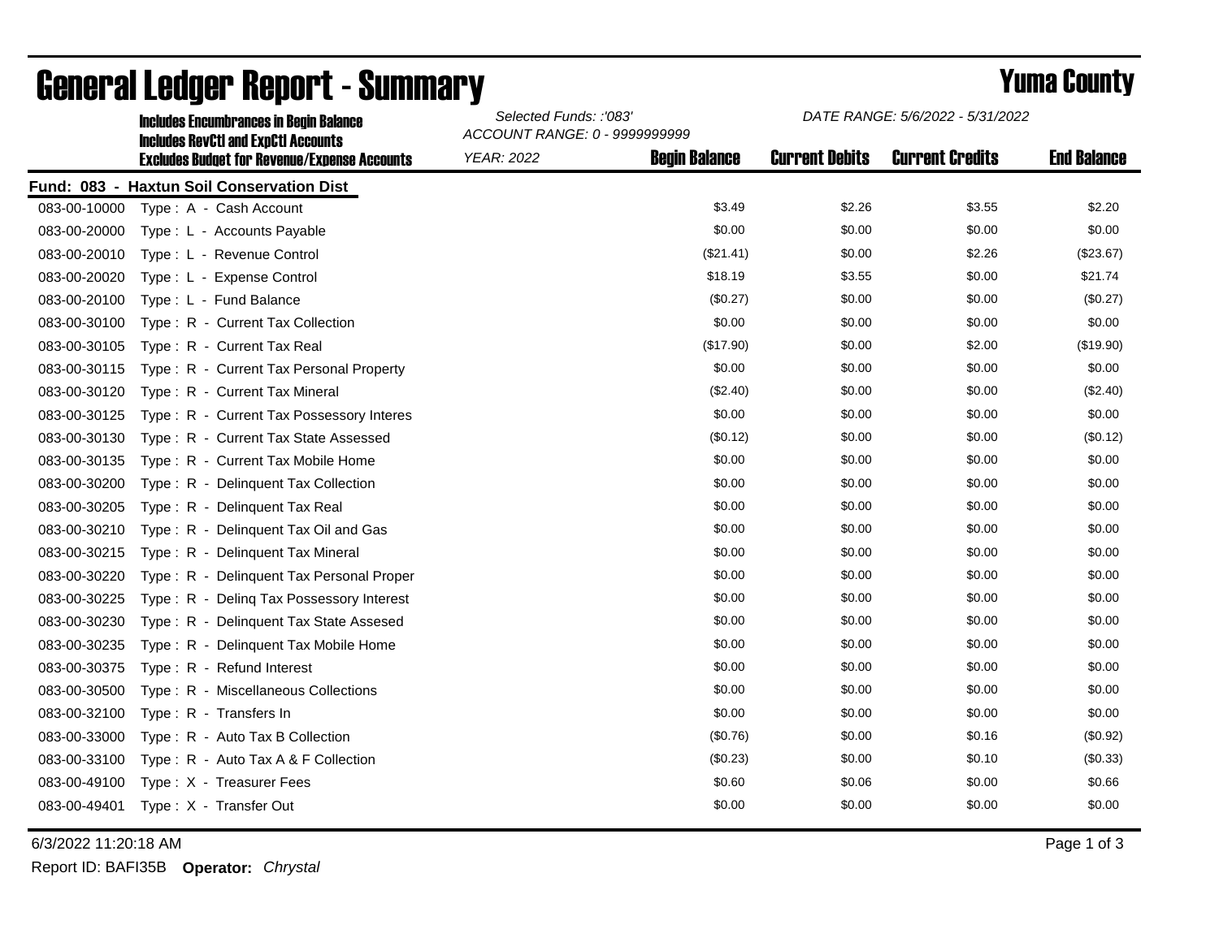# General Ledger Report - Summary

## Yuma County

**Includes Encumbrances in Begin Balance**
**Includes RevCtl and ExpCtl Accounts**
**Excludes Budget for Revenue/Expense Accounts**

*Selected Funds: :'083'*
*ACCOUNT RANGE: 0 - 9999999999*
*YEAR: 2022*

*DATE RANGE: 5/6/2022 - 5/31/2022*

**Fund: 083 - Haxtun Soil Conservation Dist**

| Account | Description | Begin Balance | Current Debits | Current Credits | End Balance |
|---|---|---|---|---|---|
| 083-00-10000 | Type : A - Cash Account | $3.49 | $2.26 | $3.55 | $2.20 |
| 083-00-20000 | Type : L - Accounts Payable | $0.00 | $0.00 | $0.00 | $0.00 |
| 083-00-20010 | Type : L - Revenue Control | ($21.41) | $0.00 | $2.26 | ($23.67) |
| 083-00-20020 | Type : L - Expense Control | $18.19 | $3.55 | $0.00 | $21.74 |
| 083-00-20100 | Type : L - Fund Balance | ($0.27) | $0.00 | $0.00 | ($0.27) |
| 083-00-30100 | Type : R - Current Tax Collection | $0.00 | $0.00 | $0.00 | $0.00 |
| 083-00-30105 | Type : R - Current Tax Real | ($17.90) | $0.00 | $2.00 | ($19.90) |
| 083-00-30115 | Type : R - Current Tax Personal Property | $0.00 | $0.00 | $0.00 | $0.00 |
| 083-00-30120 | Type : R - Current Tax Mineral | ($2.40) | $0.00 | $0.00 | ($2.40) |
| 083-00-30125 | Type : R - Current Tax Possessory Interes | $0.00 | $0.00 | $0.00 | $0.00 |
| 083-00-30130 | Type : R - Current Tax State Assessed | ($0.12) | $0.00 | $0.00 | ($0.12) |
| 083-00-30135 | Type : R - Current Tax Mobile Home | $0.00 | $0.00 | $0.00 | $0.00 |
| 083-00-30200 | Type : R - Delinquent Tax Collection | $0.00 | $0.00 | $0.00 | $0.00 |
| 083-00-30205 | Type : R - Delinquent Tax Real | $0.00 | $0.00 | $0.00 | $0.00 |
| 083-00-30210 | Type : R - Delinquent Tax Oil and Gas | $0.00 | $0.00 | $0.00 | $0.00 |
| 083-00-30215 | Type : R - Delinquent Tax Mineral | $0.00 | $0.00 | $0.00 | $0.00 |
| 083-00-30220 | Type : R - Delinquent Tax Personal Proper | $0.00 | $0.00 | $0.00 | $0.00 |
| 083-00-30225 | Type : R - Delinq Tax Possessory Interest | $0.00 | $0.00 | $0.00 | $0.00 |
| 083-00-30230 | Type : R - Delinquent Tax State Assesed | $0.00 | $0.00 | $0.00 | $0.00 |
| 083-00-30235 | Type : R - Delinquent Tax Mobile Home | $0.00 | $0.00 | $0.00 | $0.00 |
| 083-00-30375 | Type : R - Refund Interest | $0.00 | $0.00 | $0.00 | $0.00 |
| 083-00-30500 | Type : R - Miscellaneous Collections | $0.00 | $0.00 | $0.00 | $0.00 |
| 083-00-32100 | Type : R - Transfers In | $0.00 | $0.00 | $0.00 | $0.00 |
| 083-00-33000 | Type : R - Auto Tax B Collection | ($0.76) | $0.00 | $0.16 | ($0.92) |
| 083-00-33100 | Type : R - Auto Tax A & F Collection | ($0.23) | $0.00 | $0.10 | ($0.33) |
| 083-00-49100 | Type : X - Treasurer Fees | $0.60 | $0.06 | $0.00 | $0.66 |
| 083-00-49401 | Type : X - Transfer Out | $0.00 | $0.00 | $0.00 | $0.00 |

6/3/2022 11:20:18 AM

Report ID: BAFI35B **Operator:** *Chrystal*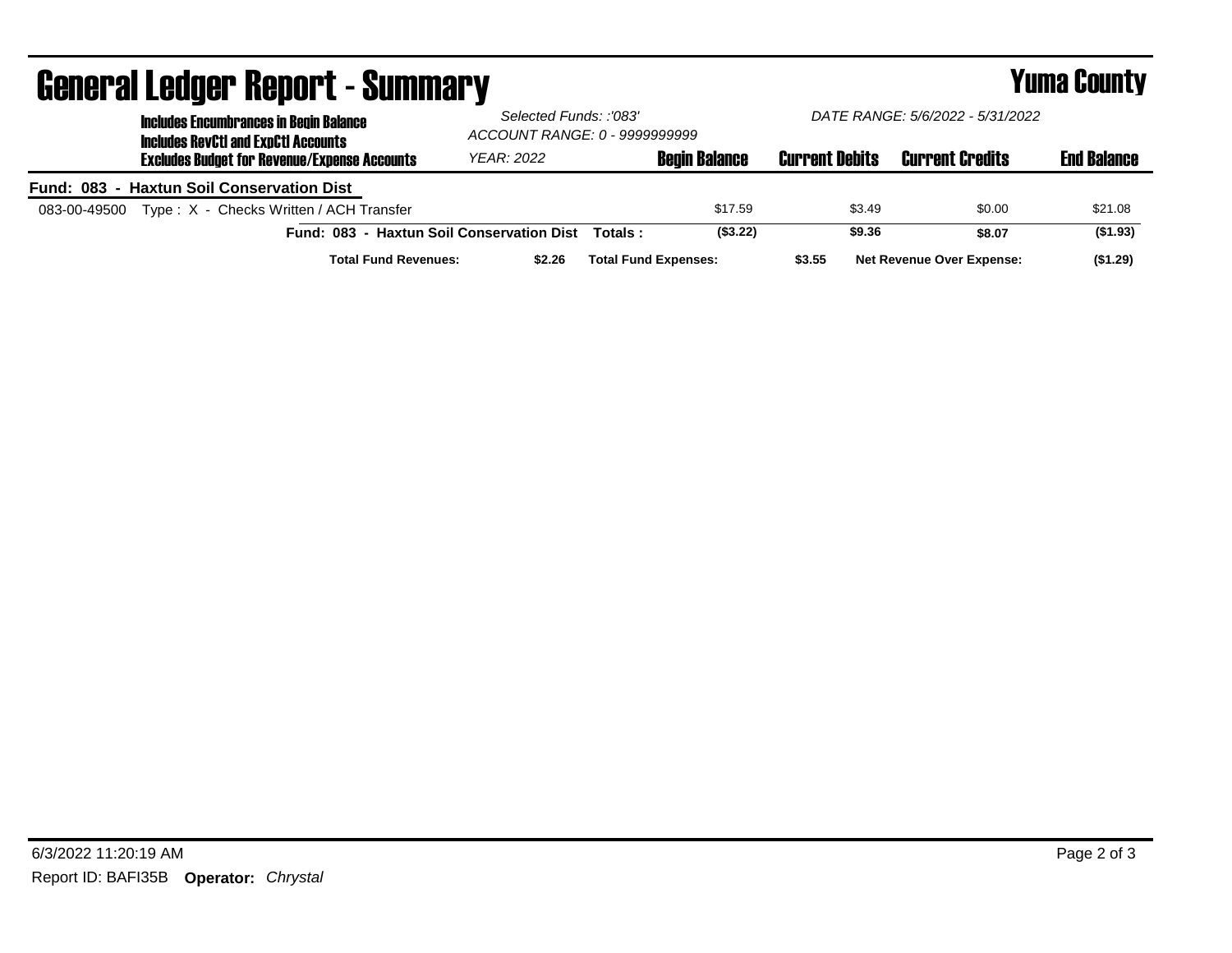# General Ledger Report - Summary

## Yuma County

**Includes Encumbrances in Begin Balance**
**Includes RevCtl and ExpCtl Accounts**
**Excludes Budget for Revenue/Expense Accounts**

*Selected Funds: :'083'*
*ACCOUNT RANGE: 0 - 9999999999*
*YEAR: 2022*

*DATE RANGE: 5/6/2022 - 5/31/2022*

| | | Begin Balance | Current Debits | Current Credits | End Balance |
|---|---|---|---|---|---|
| **Fund: 083 - Haxtun Soil Conservation Dist** | | | | | |
| 083-00-49500 | Type : X - Checks Written / ACH Transfer | \$17.59 | \$3.49 | \$0.00 | \$21.08 |
| | **Fund: 083 - Haxtun Soil Conservation Dist Totals :** | **(\$3.22)** | **\$9.36** | **\$8.07** | **(\$1.93)** |

**Total Fund Revenues:** **\$2.26** **Total Fund Expenses:** **\$3.55** **Net Revenue Over Expense:** **(\$1.29)**

6/3/2022 11:20:19 AM

Report ID: BAFI35B **Operator:** *Chrystal*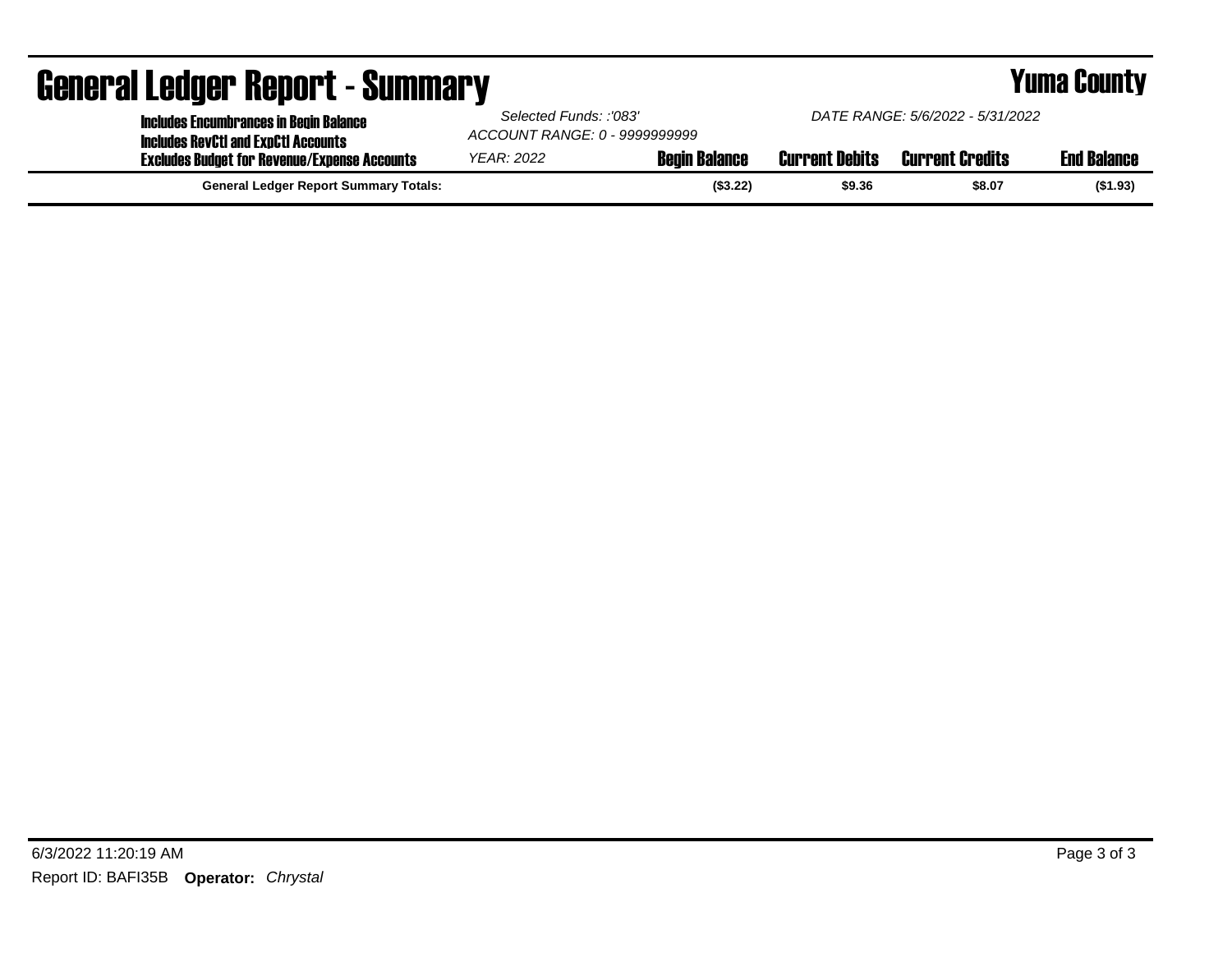# General Ledger Report - Summary

## Yuma County

**Includes Encumbrances in Begin Balance**
**Includes RevCtl and ExpCtl Accounts**
**Excludes Budget for Revenue/Expense Accounts**

*Selected Funds: :'083'*
*ACCOUNT RANGE: 0 - 9999999999*
*YEAR: 2022*

*DATE RANGE: 5/6/2022 - 5/31/2022*

| | Begin Balance | Current Debits | Current Credits | End Balance |
|---|---|---|---|---|
| **General Ledger Report Summary Totals:** | **($3.22)** | **$9.36** | **$8.07** | **($1.93)** |

6/3/2022 11:20:19 AM

Report ID: BAFI35B **Operator:** *Chrystal*